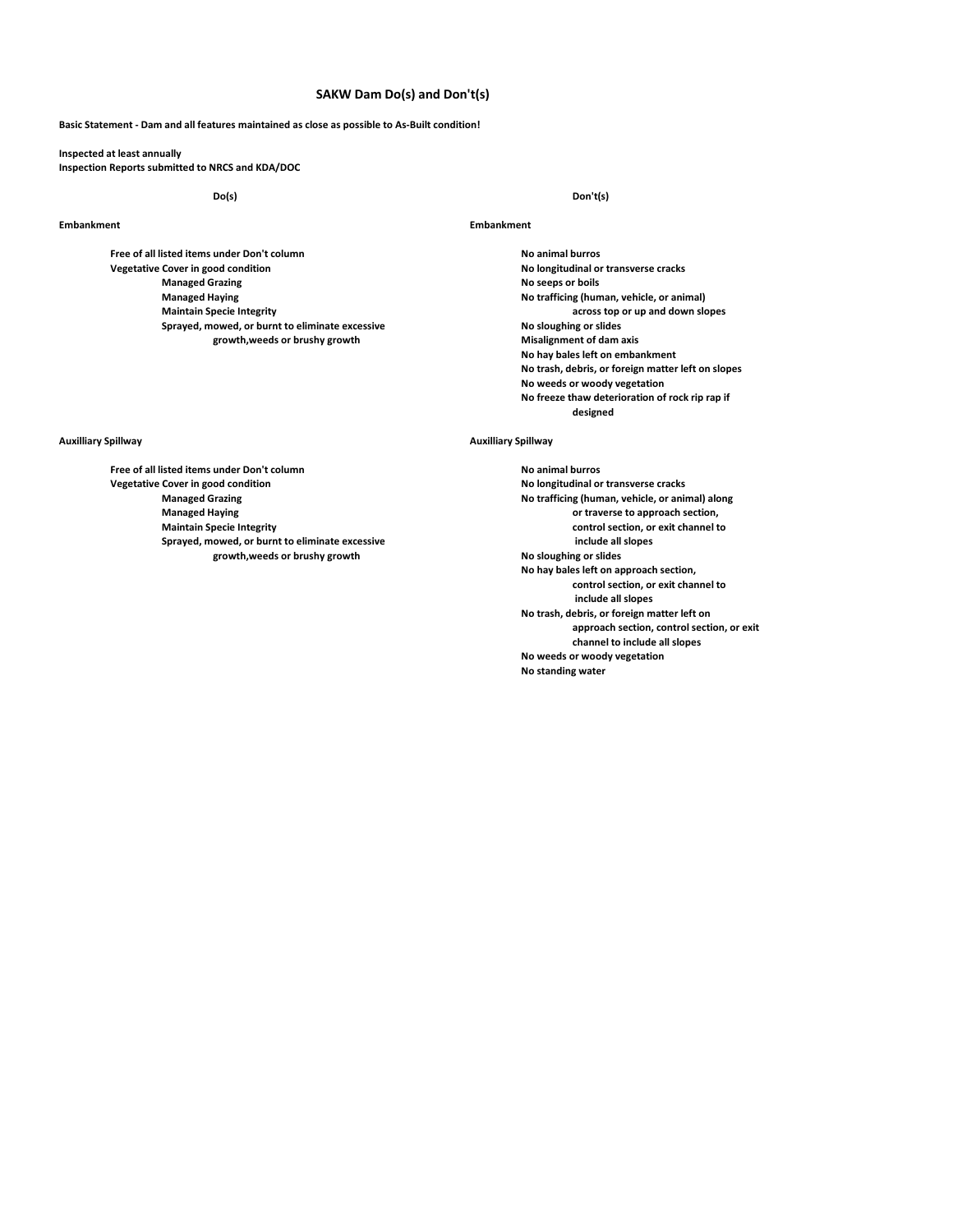# SAKW Dam Do(s) and Don't(s)

**Basic Statement - Dam and all features maintained as close as possible to As-Built condition!**

**Inspected at least annually**
**Inspection Reports submitted to NRCS and KDA/DOC**

## Do(s)

### Embankment

- Free of all listed items under Don't column
- Vegetative Cover in good condition
  - Managed Grazing
  - Managed Haying
  - Maintain Specie Integrity
  - Sprayed, mowed, or burnt to eliminate excessive growth,weeds or brushy growth

### Auxilliary Spillway

- Free of all listed items under Don't column
- Vegetative Cover in good condition
  - Managed Grazing
  - Managed Haying
  - Maintain Specie Integrity
  - Sprayed, mowed, or burnt to eliminate excessive growth,weeds or brushy growth

## Don't(s)

### Embankment

- No animal burros
- No longitudinal or transverse cracks
- No seeps or boils
- No trafficing (human, vehicle, or animal) across top or up and down slopes
- No sloughing or slides
- Misalignment of dam axis
- No hay bales left on embankment
- No trash, debris, or foreign matter left on slopes
- No weeds or woody vegetation
- No freeze thaw deterioration of rock rip rap if designed

### Auxilliary Spillway

- No animal burros
- No longitudinal or transverse cracks
- No trafficing (human, vehicle, or animal) along or traverse to approach section, control section, or exit channel to include all slopes
- No sloughing or slides
- No hay bales left on approach section, control section, or exit channel to include all slopes
- No trash, debris, or foreign matter left on approach section, control section, or exit channel to include all slopes
- No weeds or woody vegetation
- No standing water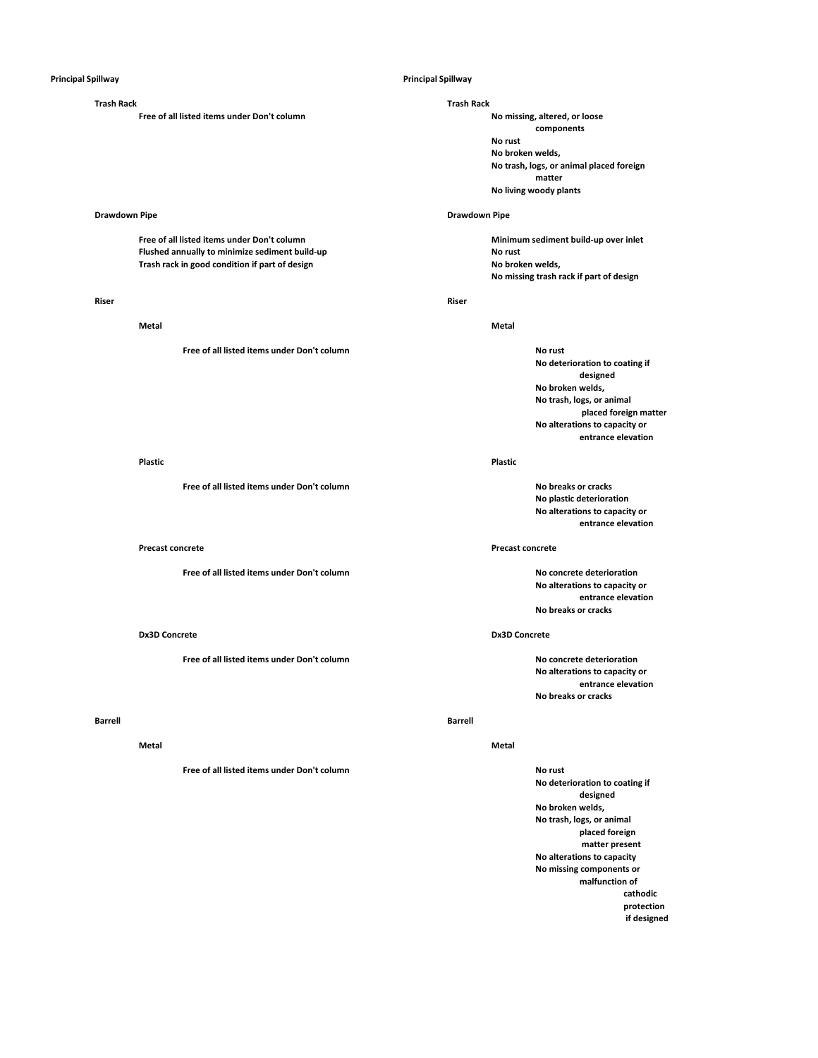| Principal Spillway | Principal Spillway |
| --- | --- |
| **Trash Rack** | **Trash Rack** |
| Free of all listed items under Don't column | No missing, altered, or loose components<br>No rust<br>No broken welds,<br>No trash, logs, or animal placed foreign matter<br>No living woody plants |
| **Drawdown Pipe** | **Drawdown Pipe** |
| Free of all listed items under Don't column<br>Flushed annually to minimize sediment build-up<br>Trash rack in good condition if part of design | Minimum sediment build-up over inlet<br>No rust<br>No broken welds,<br>No missing trash rack if part of design |
| **Riser** | **Riser** |
| **Metal** | **Metal** |
| Free of all listed items under Don't column | No rust<br>No deterioration to coating if designed<br>No broken welds,<br>No trash, logs, or animal placed foreign matter<br>No alterations to capacity or entrance elevation |
| **Plastic** | **Plastic** |
| Free of all listed items under Don't column | No breaks or cracks<br>No plastic deterioration<br>No alterations to capacity or entrance elevation |
| **Precast concrete** | **Precast concrete** |
| Free of all listed items under Don't column | No concrete deterioration<br>No alterations to capacity or entrance elevation<br>No breaks or cracks |
| **Dx3D Concrete** | **Dx3D Concrete** |
| Free of all listed items under Don't column | No concrete deterioration<br>No alterations to capacity or entrance elevation<br>No breaks or cracks |
| **Barrell** | **Barrell** |
| **Metal** | **Metal** |
| Free of all listed items under Don't column | No rust<br>No deterioration to coating if designed<br>No broken welds,<br>No trash, logs, or animal placed foreign matter present<br>No alterations to capacity<br>No missing components or malfunction of cathodic protection if designed |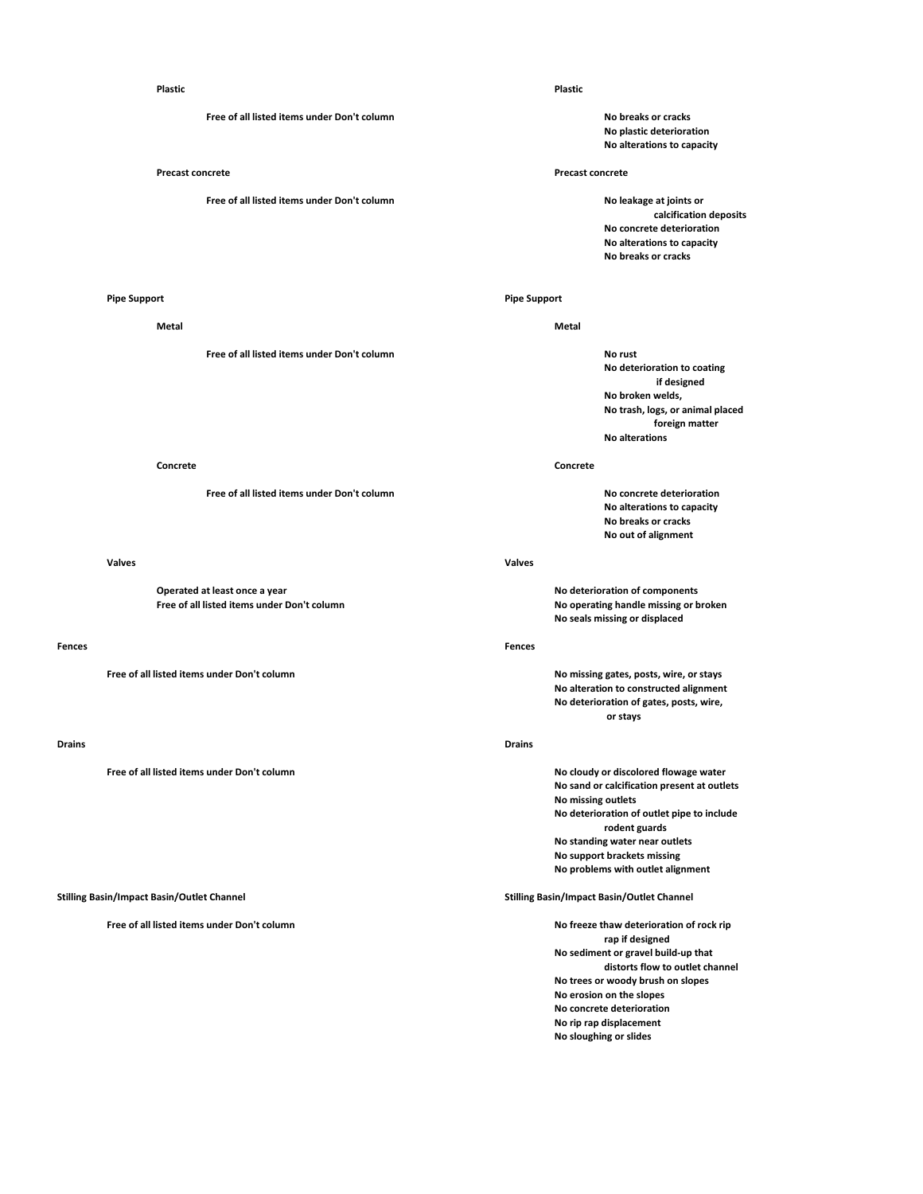| Do | Don't |
|---|---|
| **Plastic** | **Plastic** |
| Free of all listed items under Don't column | No breaks or cracks<br>No plastic deterioration<br>No alterations to capacity |
| **Precast concrete** | **Precast concrete** |
| Free of all listed items under Don't column | No leakage at joints or calcification deposits<br>No concrete deterioration<br>No alterations to capacity<br>No breaks or cracks |
| **Pipe Support** | **Pipe Support** |
| **Metal** | **Metal** |
| Free of all listed items under Don't column | No rust<br>No deterioration to coating if designed<br>No broken welds,<br>No trash, logs, or animal placed foreign matter<br>No alterations |
| **Concrete** | **Concrete** |
| Free of all listed items under Don't column | No concrete deterioration<br>No alterations to capacity<br>No breaks or cracks<br>No out of alignment |
| **Valves** | **Valves** |
| Operated at least once a year<br>Free of all listed items under Don't column | No deterioration of components<br>No operating handle missing or broken<br>No seals missing or displaced |
| **Fences** | **Fences** |
| Free of all listed items under Don't column | No missing gates, posts, wire, or stays<br>No alteration to constructed alignment<br>No deterioration of gates, posts, wire, or stays |
| **Drains** | **Drains** |
| Free of all listed items under Don't column | No cloudy or discolored flowage water<br>No sand or calcification present at outlets<br>No missing outlets<br>No deterioration of outlet pipe to include rodent guards<br>No standing water near outlets<br>No support brackets missing<br>No problems with outlet alignment |
| **Stilling Basin/Impact Basin/Outlet Channel** | **Stilling Basin/Impact Basin/Outlet Channel** |
| Free of all listed items under Don't column | No freeze thaw deterioration of rock rip rap if designed<br>No sediment or gravel build-up that distorts flow to outlet channel<br>No trees or woody brush on slopes<br>No erosion on the slopes<br>No concrete deterioration<br>No rip rap displacement<br>No sloughing or slides |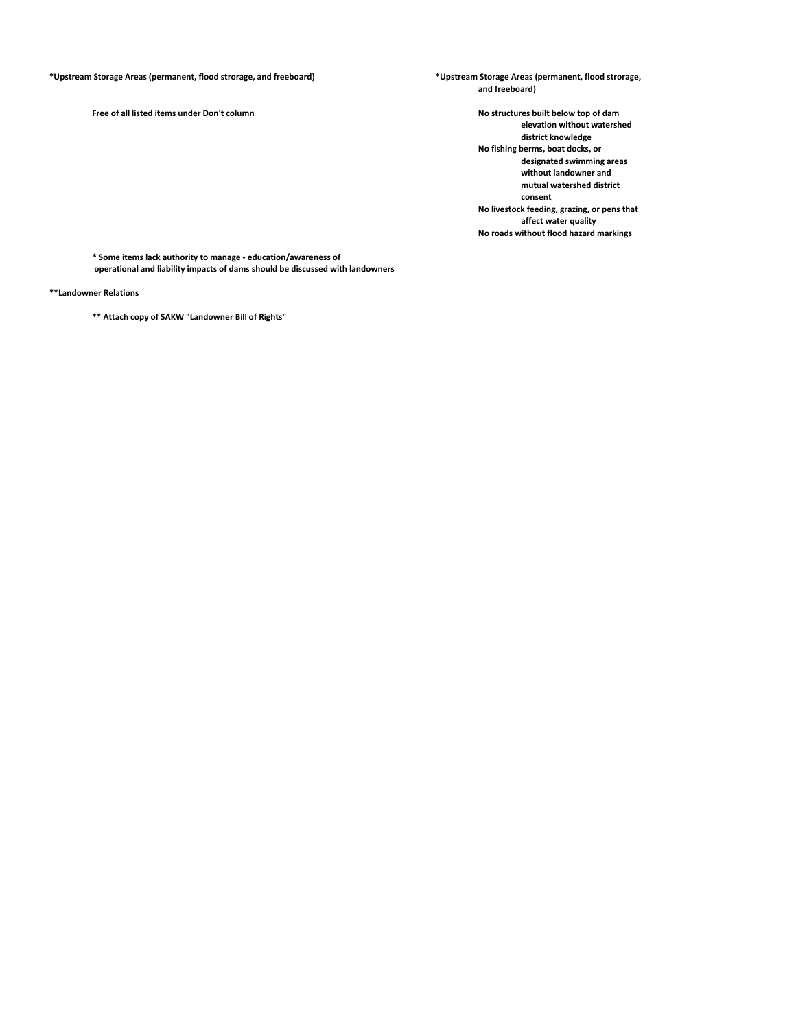**\*Upstream Storage Areas (permanent, flood strorage, and freeboard)**

**Free of all listed items under Don't column**

**\*Upstream Storage Areas (permanent, flood strorage, and freeboard)**

- **No structures built below top of dam elevation without watershed district knowledge**
- **No fishing berms, boat docks, or designated swimming areas without landowner and mutual watershed district consent**
- **No livestock feeding, grazing, or pens that affect water quality**
- **No roads without flood hazard markings**

**\* Some items lack authority to manage - education/awareness of operational and liability impacts of dams should be discussed with landowners**

**\*\*Landowner Relations**

**\*\* Attach copy of SAKW "Landowner Bill of Rights"**